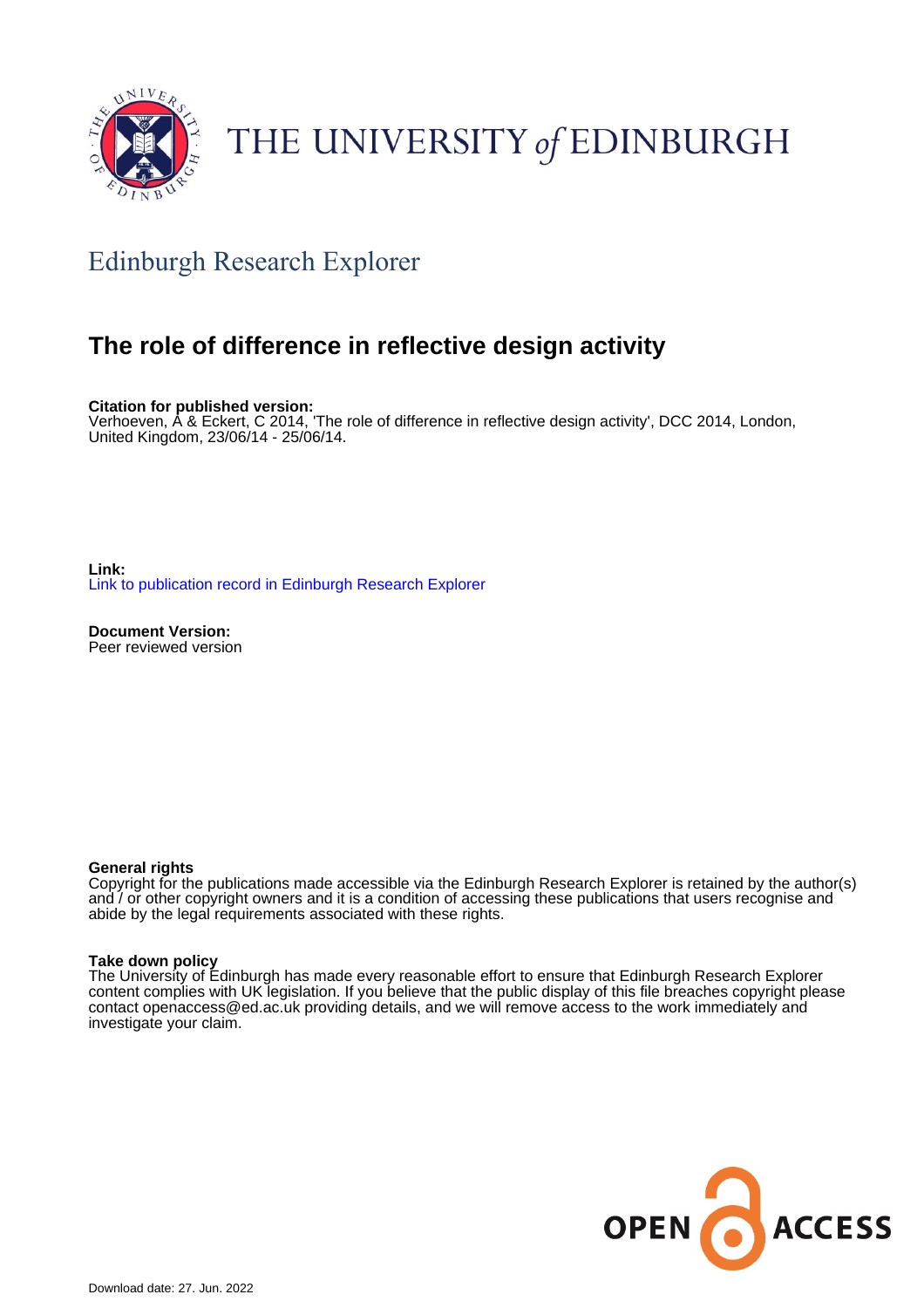THE UNIVERSITY *of* EDINBURGH

## Edinburgh Research Explorer

# The role of difference in reflective design activity

**Citation for published version:**
Verhoeven, A & Eckert, C 2014, 'The role of difference in reflective design activity', DCC 2014, London, United Kingdom, 23/06/14 - 25/06/14.

**Link:**
Link to publication record in Edinburgh Research Explorer

**Document Version:**
Peer reviewed version

**General rights**
Copyright for the publications made accessible via the Edinburgh Research Explorer is retained by the author(s) and / or other copyright owners and it is a condition of accessing these publications that users recognise and abide by the legal requirements associated with these rights.

**Take down policy**
The University of Edinburgh has made every reasonable effort to ensure that Edinburgh Research Explorer content complies with UK legislation. If you believe that the public display of this file breaches copyright please contact openaccess@ed.ac.uk providing details, and we will remove access to the work immediately and investigate your claim.

OPEN ACCESS

Download date: 27. Jun. 2022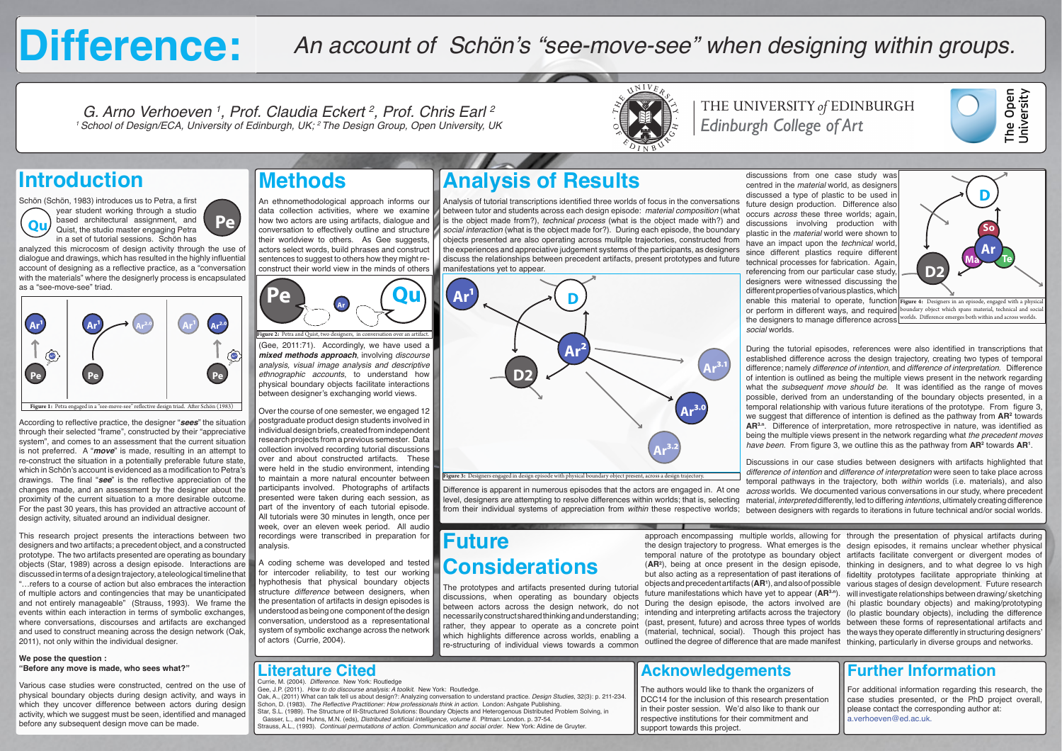# Difference: An account of Schön's "see-move-see" when designing within groups.

G. Arno Verhoeven [1], Prof. Claudia Eckert [2], Prof. Chris Earl [2]

[1] School of Design/ECA, University of Edinburgh, UK; [2] The Design Group, Open University, UK

THE UNIVERSITY of EDINBURGH
Edinburgh College of Art

The Open University

## Introduction

Schön (Schön, 1983) introduces us to Petra, a first year student working through a studio based architectural assignment, and Quist, the studio master engaging Petra in a set of tutorial sessions. Schön has analyzed this microcosm of design activity through the use of dialogue and drawings, which has resulted in the highly influential account of designing as a reflective practice, as a "conversation with the materials" where the designerly process is encapsulated as a "see-move-see" triad.

Figure 1: Petra engaged in a "see-move-see" reflective design triad. After Schön (1983)

According to reflective practice, the designer "***sees***" the situation through their selected "frame", constructed by their "appreciative system", and comes to an assessment that the current situation is not preferred. A "***move***" is made, resulting in an attempt to re-construct the situation in a potentially preferable future state, which in Schön's account is evidenced as a modification to Petra's drawings. The final "***see***" is the reflective appreciation of the changes made, and an assessment by the designer about the proximity of the current situation to a more desirable outcome. For the past 30 years, this has provided an attractive account of design activity, situated around an individual designer.

This research project presents the interactions between two designers and two artifacts; a precedent object, and a constructed prototype. The two artifacts presented are operating as boundary objects (Star, 1989) across a design episode. Interactions are discussed in terms of a design trajectory, a teleological timeline that "...refers to a course of action but also embraces the interaction of multiple actors and contingencies that may be unanticipated and not entirely manageable" (Strauss, 1993). We frame the events within each interaction in terms of symbolic exchanges, where conversations, discourses and artifacts are exchanged and used to construct meaning across the design network (Oak, 2011), not only within the individual designer.

**We pose the question :**
**"Before any move is made, who sees what?"**

Various case studies were constructed, centred on the use of physical boundary objects during design activity, and ways in which they uncover difference between actors during design activity, which we suggest must be seen, identified and managed before any subsequent design move can be made.

## Methods

An ethnomethodological approach informs our data collection activities, where we examine how two actors are using artifacts, dialogue and conversation to effectively outline and structure their worldview to others. As Gee suggests, actors select words, build phrases and construct sentences to suggest to others how they might re-construct their world view in the minds of others

Figure 2: Petra and Quist, two designers, in conversation over an artifact.

(Gee, 2011:71). Accordingly, we have used a ***mixed methods approach***, involving *discourse analysis, visual image analysis and descriptive ethnographic accounts*, to understand how physical boundary objects facilitate interactions between designer's exchanging world views.

Over the course of one semester, we engaged 12 postgraduate product design students involved in individual design briefs, created from independent research projects from a previous semester. Data collection involved recording tutorial discussions over and about constructed artifacts. These were held in the studio environment, intending to maintain a more natural encounter between participants involved. Photographs of artifacts presented were taken during each session, as part of the inventory of each tutorial episode. All tutorials were 30 minutes in length, once per week, over an eleven week period. All audio recordings were transcribed in preparation for analysis.

A coding scheme was developed and tested for intercoder reliability, to test our working hyphothesis that physical boundary objects structure *difference* between designers, when the presentation of artifacts in design episodes is understood as being one component of the design conversation, understood as a representational system of symbolic exchange across the network of actors (Currie, 2004).

## Analysis of Results

Analysis of tutorial transcriptions identified three worlds of focus in the conversations between tutor and students across each design episode: *material composition* (what is the object made from?), *technical process* (what is the object made with?) and *social interaction* (what is the object made for?). During each episode, the boundary objects presented are also operating across mulitple trajectories, constructed from the experiences and appreciative judgement systems of the participants, as designers discuss the relationships between precedent artifacts, present prototypes and future manifestations yet to appear.

Figure 3: Designers engaged in design episode with physical boundary object present, across a design trajectory.

Difference is apparent in numerous episodes that the actors are engaged in. At one level, designers are attempting to resolve differences within worlds; that is, selecting from their individual systems of appreciation from *within* these respective worlds; discussions from one case study was centred in the *material* world, as designers discussed a type of plastic to be used in future design production. Difference also occurs *across* these three worlds; again, discussions involving production with plastic in the *material* world were shown to have an impact upon the *technical* world, since different plastics require different technical processes for fabrication. Again, referencing from our particular case study, designers were witnessed discussing the different properties of various plastics, which enable this material to operate, function or perform in different ways, and required the designers to manage difference across *social* worlds.

Figure 4: Designers in an episode, engaged with a physical boundary object which spans material, technical and social worlds. Difference emerges both within and across worlds.

During the tutorial episodes, references were also identified in transcriptions that established difference across the design trajectory, creating two types of temporal difference; namely *difference of intention*, and *difference of interpretation*. Difference of intention is outlined as being the multiple views present in the network regarding what the *subsequent move should be*. It was identified as the range of moves possible, derived from an understanding of the boundary objects presented, in a temporal relationship with various future iterations of the prototype. From figure 3, we suggest that difference of intention is defined as the pathway from **AR²** towards **AR³·ⁿ**. Difference of interpretation, more retrospective in nature, was identified as being the multiple views present in the network regarding what *the precedent moves have been*. From figure 3, we outline this as the pathway from **AR²** towards **AR¹**.

Discussions in our case studies between designers with artifacts highlighted that *difference of intention* and *difference of interpretation* were seen to take place across temporal pathways in the trajectory, both *within* worlds (i.e. materials), and also *across* worlds. We documented various conversations in our study, where precedent material, *interpreted* differently, led to differing *intentions*, ultimately creating difference between designers with regards to iterations in future technical and/or social worlds.

## Future Considerations

The prototypes and artifacts presented during tutorial discussions, when operating as boundary objects between actors across the design network, do not necessarily construct shared thinking and understanding; rather, they appear to operate as a concrete point which highlights difference across design worlds, enabling a re-structuring of individual views towards a common approach encompassing multiple worlds, allowing for the design trajectory to progress. What emerges is the temporal nature of the prototype as boundary object (**AR²**), being at once present in the design episode, but also acting as a representation of past iterations of objects and precedent artifacts (**AR¹**), and also of possible future manifestations which have yet to appear (**AR³·ⁿ**). During the design episode, the actors involved are intending and interpreting artifacts across the trajectory (past, present, future) and across three types of worlds (material, technical, social). Though this project has outlined the degree of difference that are made manifest through the presentation of physical artifacts during design episodes, it remains unclear whether physical artifacts facilitate convergent or divergent modes of thinking in designers, and to what degree lo vs high fidelity prototypes facilitate appropriate thinking at various stages of design development. Future research will investigate relationships between drawing/ sketching (hi plastic boundary objects) and making/prototyping (lo plastic boundary objects), including the difference between these forms of representational artifacts and the ways they operate differently in structuring designers' thinking, particularly in diverse groups and networks.

## Literature Cited

Currie, M. (2004). *Difference*. New York: Routledge

Gee, J.P. (2011). *How to do discourse analysis: A toolkit.* New York: Routledge.

Oak, A., (2011) What can talk tell us about design?: Analyzing conversation to understand practice. *Design Studies,* 32(3): p. 211-234.

Schon, D. (1983). *The Reflective Practitioner: How professionals think in action.* London: Ashgate Publishing.

Star, S.L. (1989). The Structure of Ill-Structured Solutions: Boundary Objects and Heterogenous Distributed Problem Solving, in Gasser, L., and Huhns, M.N. (eds), *Distributed artificial intelligence, volume II.* Pitman: London. p. 37-54.

Strauss, A.L., (1993). *Continual permutations of action. Communication and social order.* New York: Aldine de Gruyter.

## Acknowledgements

The authors would like to thank the organizers of DCC14 for the inclusion of this research presentation in their poster session. We'd also like to thank our respective institutions for their commitment and support towards this project.

## Further Information

For additional information regarding this research, the case studies presented, or the PhD project overall, please contact the corresponding author at: a.verhoeven@ed.ac.uk.